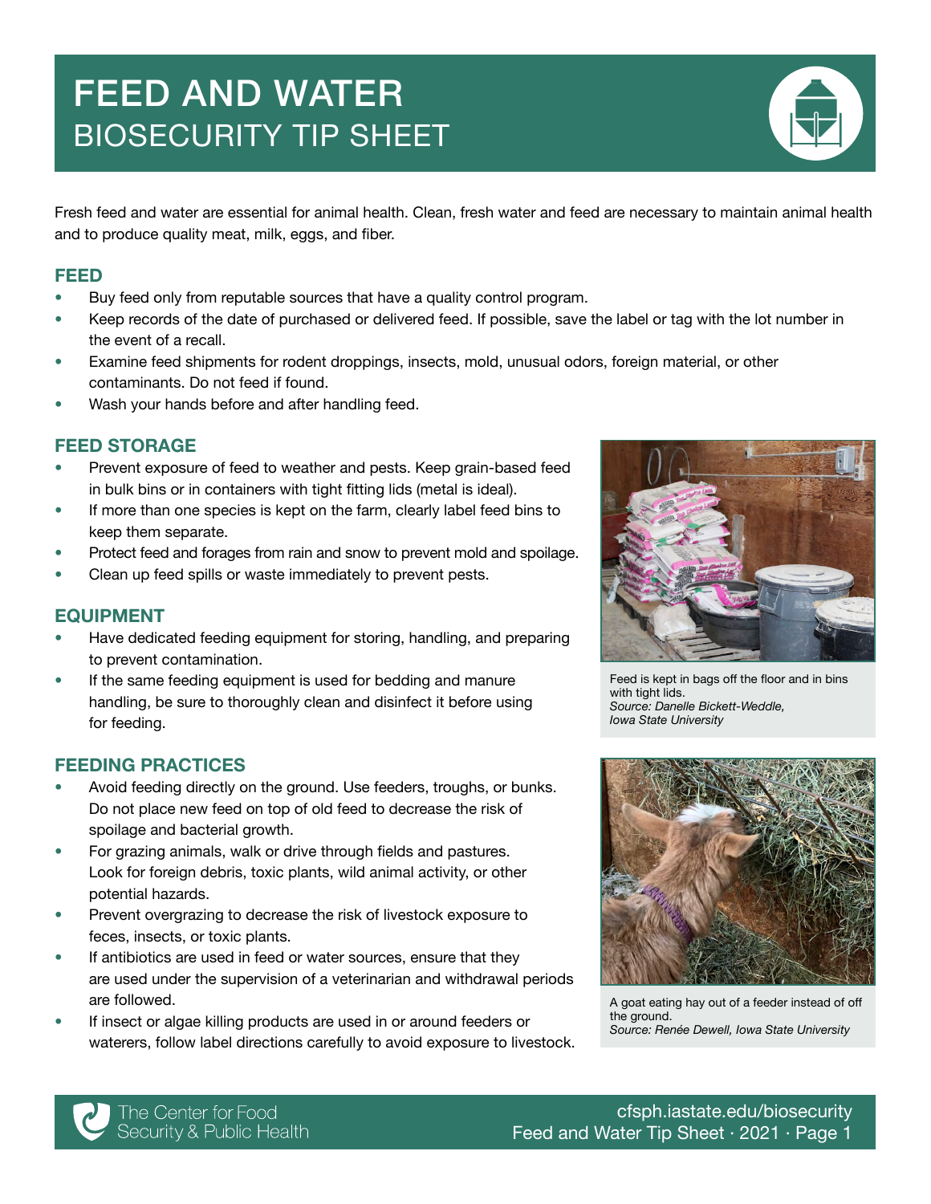# FEED AND WATER
## BIOSECURITY TIP SHEET

Fresh feed and water are essential for animal health. Clean, fresh water and feed are necessary to maintain animal health and to produce quality meat, milk, eggs, and fiber.

### FEED

- Buy feed only from reputable sources that have a quality control program.
- Keep records of the date of purchased or delivered feed. If possible, save the label or tag with the lot number in the event of a recall.
- Examine feed shipments for rodent droppings, insects, mold, unusual odors, foreign material, or other contaminants. Do not feed if found.
- Wash your hands before and after handling feed.

### FEED STORAGE

- Prevent exposure of feed to weather and pests. Keep grain-based feed in bulk bins or in containers with tight fitting lids (metal is ideal).
- If more than one species is kept on the farm, clearly label feed bins to keep them separate.
- Protect feed and forages from rain and snow to prevent mold and spoilage.
- Clean up feed spills or waste immediately to prevent pests.

Feed is kept in bags off the floor and in bins with tight lids.
*Source: Danelle Bickett-Weddle, Iowa State University*

### EQUIPMENT

- Have dedicated feeding equipment for storing, handling, and preparing to prevent contamination.
- If the same feeding equipment is used for bedding and manure handling, be sure to thoroughly clean and disinfect it before using for feeding.

### FEEDING PRACTICES

- Avoid feeding directly on the ground. Use feeders, troughs, or bunks. Do not place new feed on top of old feed to decrease the risk of spoilage and bacterial growth.
- For grazing animals, walk or drive through fields and pastures. Look for foreign debris, toxic plants, wild animal activity, or other potential hazards.
- Prevent overgrazing to decrease the risk of livestock exposure to feces, insects, or toxic plants.
- If antibiotics are used in feed or water sources, ensure that they are used under the supervision of a veterinarian and withdrawal periods are followed.
- If insect or algae killing products are used in or around feeders or waterers, follow label directions carefully to avoid exposure to livestock.

A goat eating hay out of a feeder instead of off the ground.
*Source: Renée Dewell, Iowa State University*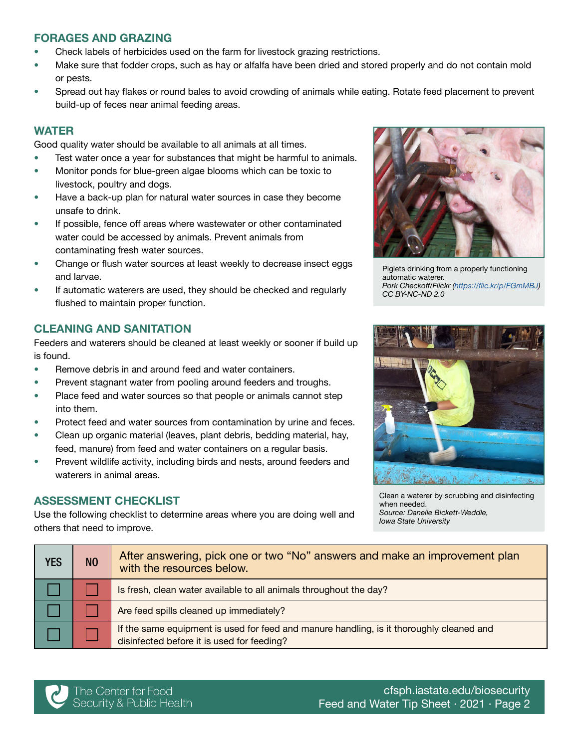## FORAGES AND GRAZING

- Check labels of herbicides used on the farm for livestock grazing restrictions.
- Make sure that fodder crops, such as hay or alfalfa have been dried and stored properly and do not contain mold or pests.
- Spread out hay flakes or round bales to avoid crowding of animals while eating. Rotate feed placement to prevent build-up of feces near animal feeding areas.

## WATER

Good quality water should be available to all animals at all times.

- Test water once a year for substances that might be harmful to animals.
- Monitor ponds for blue-green algae blooms which can be toxic to livestock, poultry and dogs.
- Have a back-up plan for natural water sources in case they become unsafe to drink.
- If possible, fence off areas where wastewater or other contaminated water could be accessed by animals. Prevent animals from contaminating fresh water sources.
- Change or flush water sources at least weekly to decrease insect eggs and larvae.
- If automatic waterers are used, they should be checked and regularly flushed to maintain proper function.

Piglets drinking from a properly functioning automatic waterer.
*Pork Checkoff/Flickr (https://flic.kr/p/FGmMBJ) CC BY-NC-ND 2.0*

## CLEANING AND SANITATION

Feeders and waterers should be cleaned at least weekly or sooner if build up is found.

- Remove debris in and around feed and water containers.
- Prevent stagnant water from pooling around feeders and troughs.
- Place feed and water sources so that people or animals cannot step into them.
- Protect feed and water sources from contamination by urine and feces.
- Clean up organic material (leaves, plant debris, bedding material, hay, feed, manure) from feed and water containers on a regular basis.
- Prevent wildlife activity, including birds and nests, around feeders and waterers in animal areas.

Clean a waterer by scrubbing and disinfecting when needed.
*Source: Danelle Bickett-Weddle, Iowa State University*

## ASSESSMENT CHECKLIST

Use the following checklist to determine areas where you are doing well and others that need to improve.

| YES | NO | After answering, pick one or two "No" answers and make an improvement plan with the resources below. |
|---|---|---|
| ☐ | ☐ | Is fresh, clean water available to all animals throughout the day? |
| ☐ | ☐ | Are feed spills cleaned up immediately? |
| ☐ | ☐ | If the same equipment is used for feed and manure handling, is it thoroughly cleaned and disinfected before it is used for feeding? |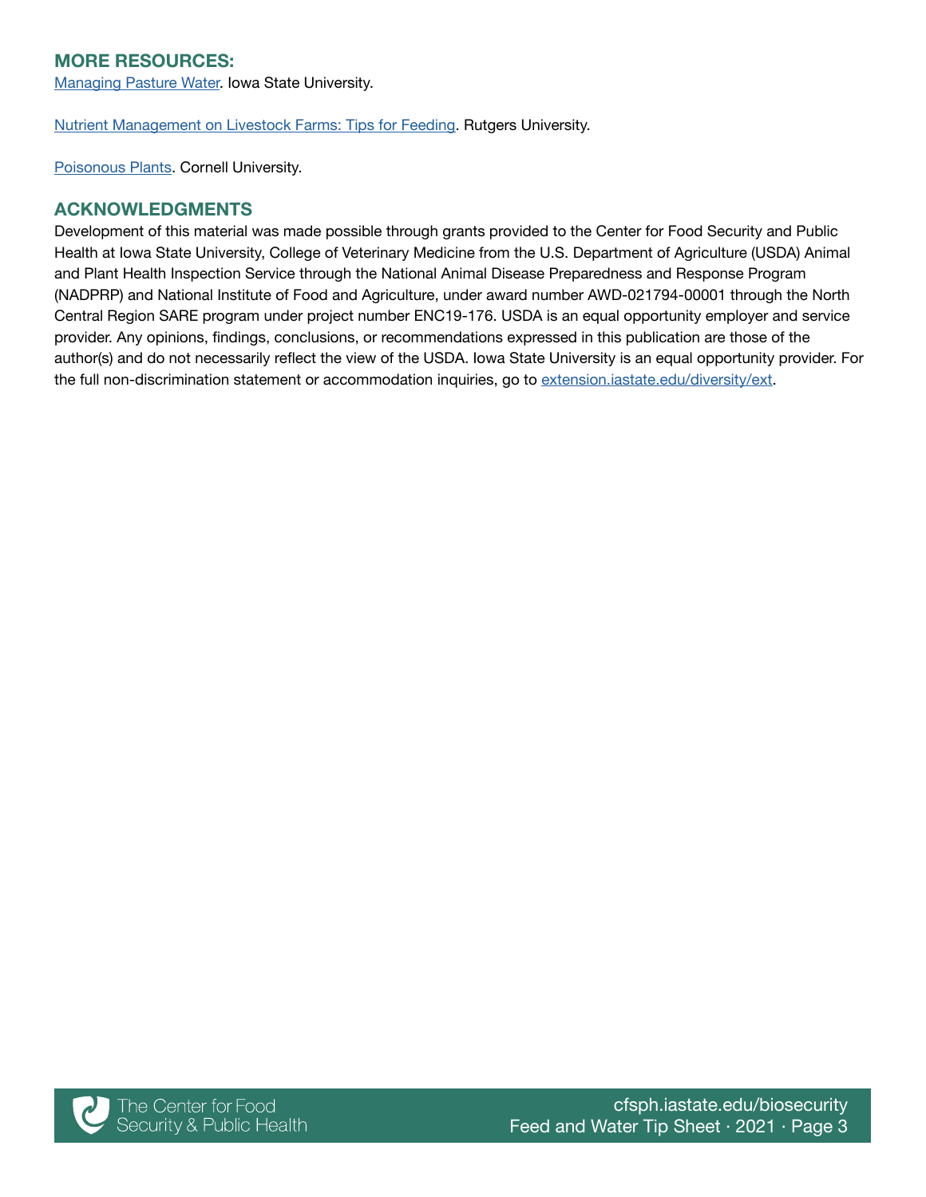## MORE RESOURCES:

[Managing Pasture Water](). Iowa State University.

[Nutrient Management on Livestock Farms: Tips for Feeding](). Rutgers University.

[Poisonous Plants](). Cornell University.

## ACKNOWLEDGMENTS

Development of this material was made possible through grants provided to the Center for Food Security and Public Health at Iowa State University, College of Veterinary Medicine from the U.S. Department of Agriculture (USDA) Animal and Plant Health Inspection Service through the National Animal Disease Preparedness and Response Program (NADPRP) and National Institute of Food and Agriculture, under award number AWD-021794-00001 through the North Central Region SARE program under project number ENC19-176. USDA is an equal opportunity employer and service provider. Any opinions, findings, conclusions, or recommendations expressed in this publication are those of the author(s) and do not necessarily reflect the view of the USDA. Iowa State University is an equal opportunity provider. For the full non-discrimination statement or accommodation inquiries, go to extension.iastate.edu/diversity/ext.